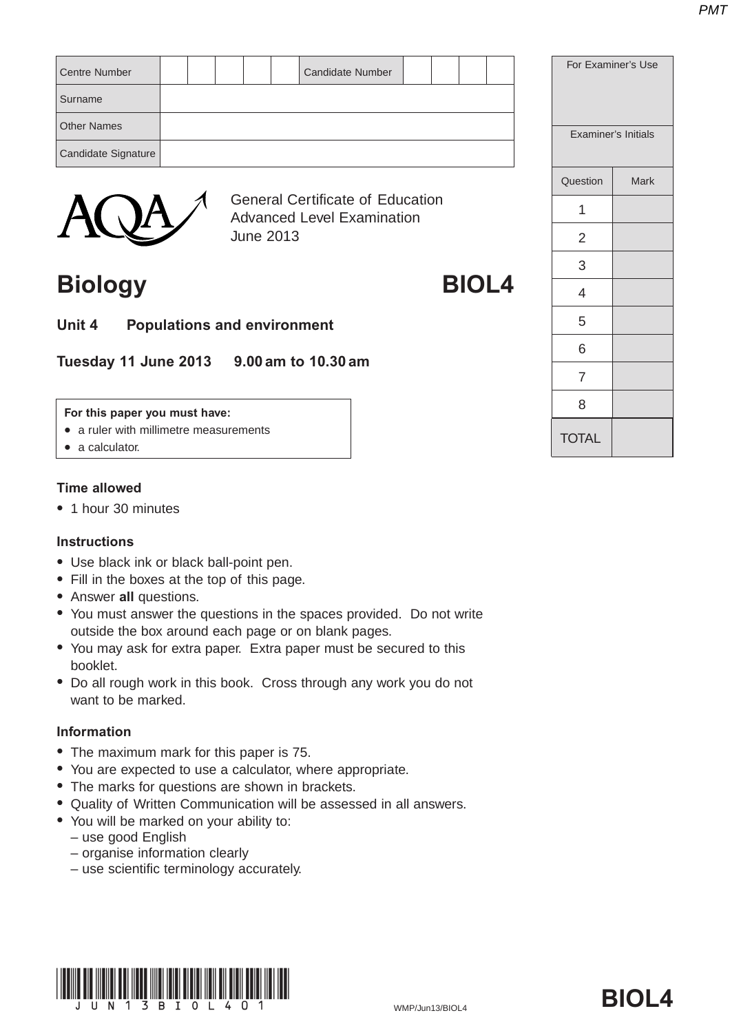| Centre Number | | | | | | Candidate Number | | | | |
|---|---|---|---|---|---|---|---|---|---|---|
| Surname | | | | | | | | | | |
| Other Names | | | | | | | | | | |
| Candidate Signature | | | | | | | | | | |

| For Examiner's Use | |
|---|---|
| Examiner's Initials | |
| **Question** | **Mark** |
| 1 | |
| 2 | |
| 3 | |
| 4 | |
| 5 | |
| 6 | |
| 7 | |
| 8 | |
| TOTAL | |

General Certificate of Education
Advanced Level Examination
June 2013

# Biology — BIOL4

## Unit 4 Populations and environment

**Tuesday 11 June 2013 9.00 am to 10.30 am**

**For this paper you must have:**
- a ruler with millimetre measurements
- a calculator.

### Time allowed
- 1 hour 30 minutes

### Instructions
- Use black ink or black ball-point pen.
- Fill in the boxes at the top of this page.
- Answer **all** questions.
- You must answer the questions in the spaces provided. Do not write outside the box around each page or on blank pages.
- You may ask for extra paper. Extra paper must be secured to this booklet.
- Do all rough work in this book. Cross through any work you do not want to be marked.

### Information
- The maximum mark for this paper is 75.
- You are expected to use a calculator, where appropriate.
- The marks for questions are shown in brackets.
- Quality of Written Communication will be assessed in all answers.
- You will be marked on your ability to:
  – use good English
  – organise information clearly
  – use scientific terminology accurately.

WMP/Jun13/BIOL4

**BIOL4**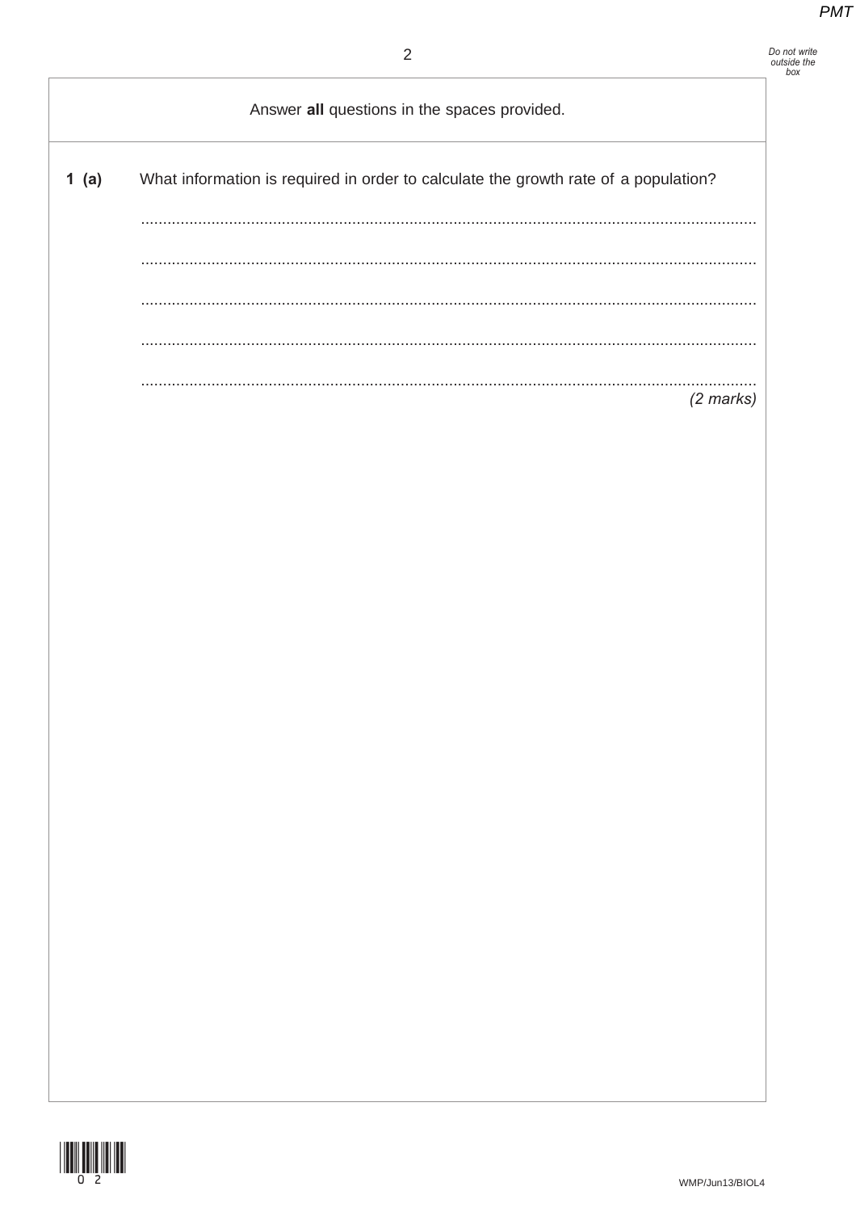Answer **all** questions in the spaces provided.

**1 (a)** What information is required in order to calculate the growth rate of a population?

..........................................................................................................................................

..........................................................................................................................................

..........................................................................................................................................

..........................................................................................................................................

..........................................................................................................................................

*(2 marks)*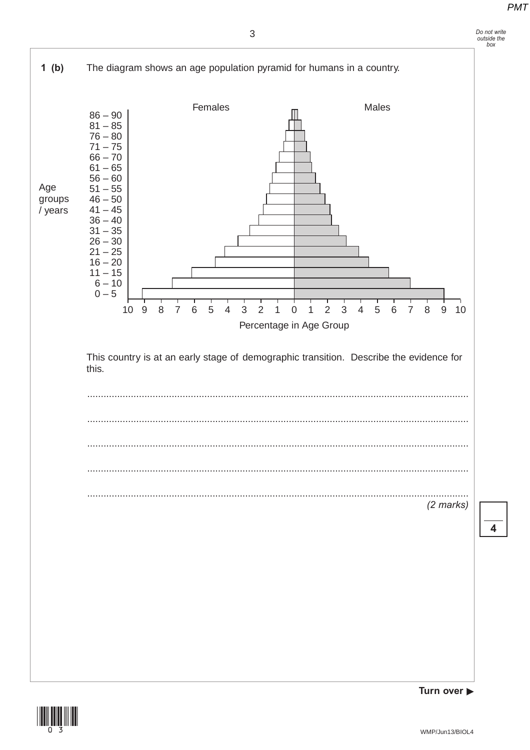**1 (b)** The diagram shows an age population pyramid for humans in a country.

Females | Males

Age groups / years: 86 – 90, 81 – 85, 76 – 80, 71 – 75, 66 – 70, 61 – 65, 56 – 60, 51 – 55, 46 – 50, 41 – 45, 36 – 40, 31 – 35, 26 – 30, 21 – 25, 16 – 20, 11 – 15, 6 – 10, 0 – 5

Percentage in Age Group: 10 9 8 7 6 5 4 3 2 1 0 1 2 3 4 5 6 7 8 9 10

This country is at an early stage of demographic transition. Describe the evidence for this.

.............................................................................................................................................

.............................................................................................................................................

.............................................................................................................................................

.............................................................................................................................................

.............................................................................................................................................

*(2 marks)*

4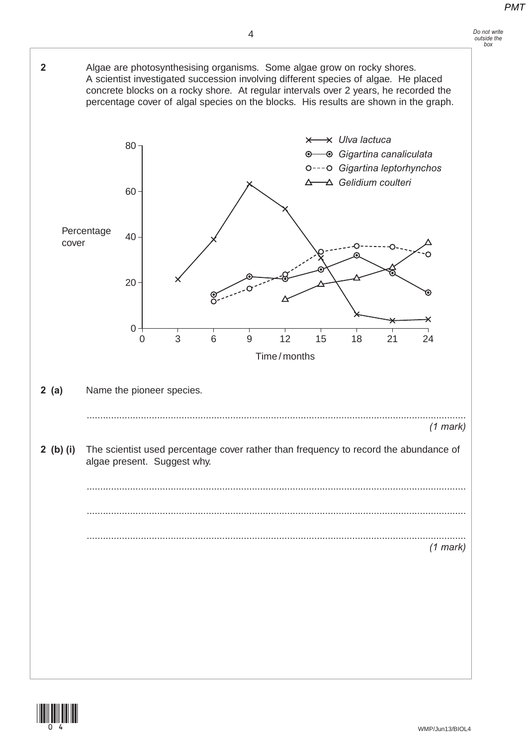**2** Algae are photosynthesising organisms. Some algae grow on rocky shores. A scientist investigated succession involving different species of algae. He placed concrete blocks on a rocky shore. At regular intervals over 2 years, he recorded the percentage cover of algal species on the blocks. His results are shown in the graph.

**2 (a)** Name the pioneer species.

.............................................................................................................................................

*(1 mark)*

**2 (b) (i)** The scientist used percentage cover rather than frequency to record the abundance of algae present. Suggest why.

.............................................................................................................................................

.............................................................................................................................................

.............................................................................................................................................

*(1 mark)*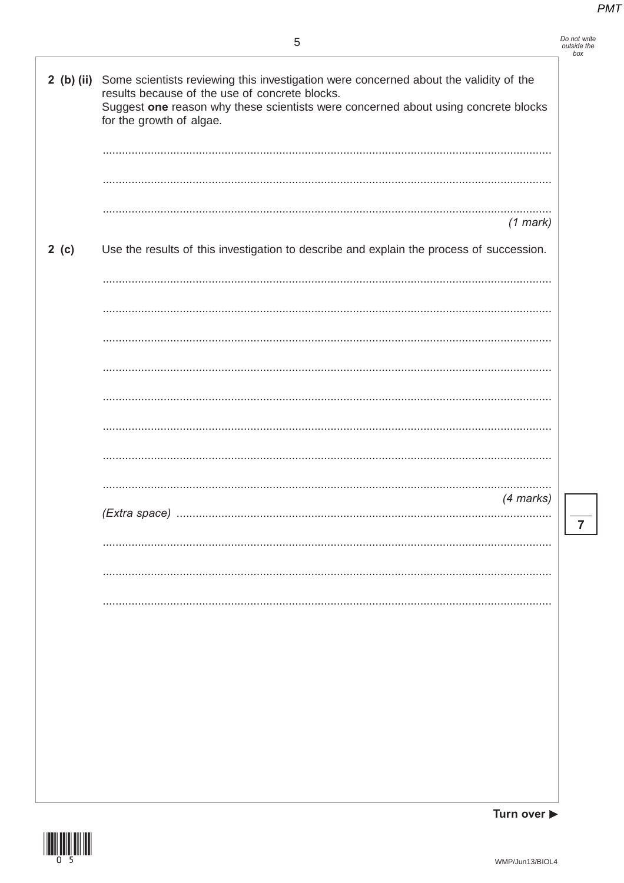**2 (b) (ii)** Some scientists reviewing this investigation were concerned about the validity of the results because of the use of concrete blocks.
Suggest **one** reason why these scientists were concerned about using concrete blocks for the growth of algae.

..........................................................................................................................................

..........................................................................................................................................

..........................................................................................................................................

*(1 mark)*

**2 (c)** Use the results of this investigation to describe and explain the process of succession.

..........................................................................................................................................

..........................................................................................................................................

..........................................................................................................................................

..........................................................................................................................................

..........................................................................................................................................

..........................................................................................................................................

..........................................................................................................................................

..........................................................................................................................................

*(4 marks)*

*(Extra space)* ..........................................................................................................................

..........................................................................................................................................

..........................................................................................................................................

..........................................................................................................................................

7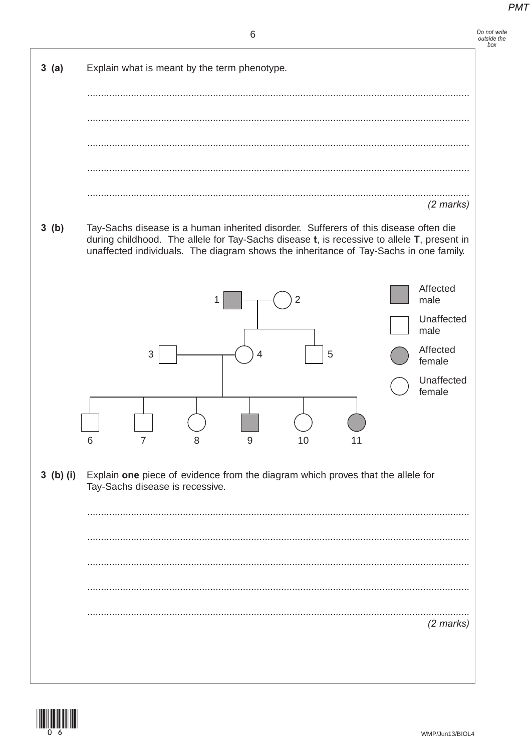**3 (a)** Explain what is meant by the term phenotype.

.......................................................................................................................................

.......................................................................................................................................

.......................................................................................................................................

.......................................................................................................................................

.......................................................................................................................................

*(2 marks)*

**3 (b)** Tay-Sachs disease is a human inherited disorder. Sufferers of this disease often die during childhood. The allele for Tay-Sachs disease **t**, is recessive to allele **T**, present in unaffected individuals. The diagram shows the inheritance of Tay-Sachs in one family.

1 — 2

3 — 4 &nbsp;&nbsp;&nbsp;&nbsp; 5

6 &nbsp; 7 &nbsp; 8 &nbsp; 9 &nbsp; 10 &nbsp; 11

Affected male

Unaffected male

Affected female

Unaffected female

**3 (b) (i)** Explain **one** piece of evidence from the diagram which proves that the allele for Tay-Sachs disease is recessive.

.......................................................................................................................................

.......................................................................................................................................

.......................................................................................................................................

.......................................................................................................................................

.......................................................................................................................................

*(2 marks)*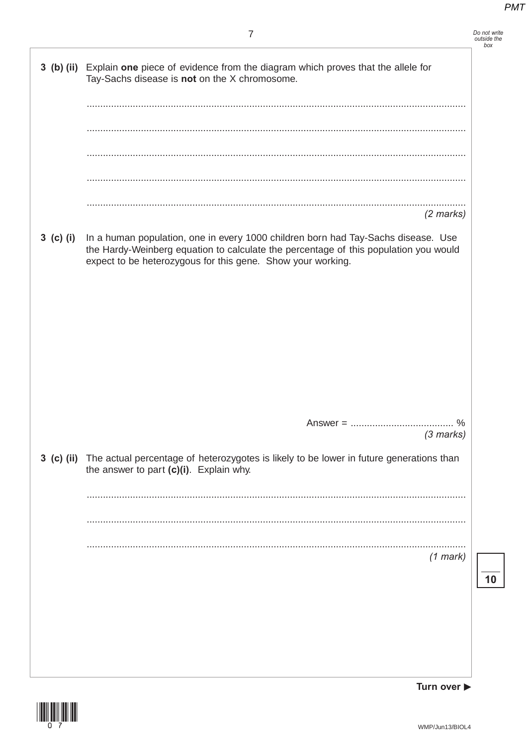**3 (b) (ii)** Explain **one** piece of evidence from the diagram which proves that the allele for Tay-Sachs disease is **not** on the X chromosome.

.............................................................................................................................................

.............................................................................................................................................

.............................................................................................................................................

.............................................................................................................................................

.............................................................................................................................................

*(2 marks)*

**3 (c) (i)** In a human population, one in every 1000 children born had Tay-Sachs disease. Use the Hardy-Weinberg equation to calculate the percentage of this population you would expect to be heterozygous for this gene. Show your working.

Answer = ...................................... %

*(3 marks)*

**3 (c) (ii)** The actual percentage of heterozygotes is likely to be lower in future generations than the answer to part **(c)(i)**. Explain why.

.............................................................................................................................................

.............................................................................................................................................

.............................................................................................................................................

*(1 mark)*

**Turn over ▶**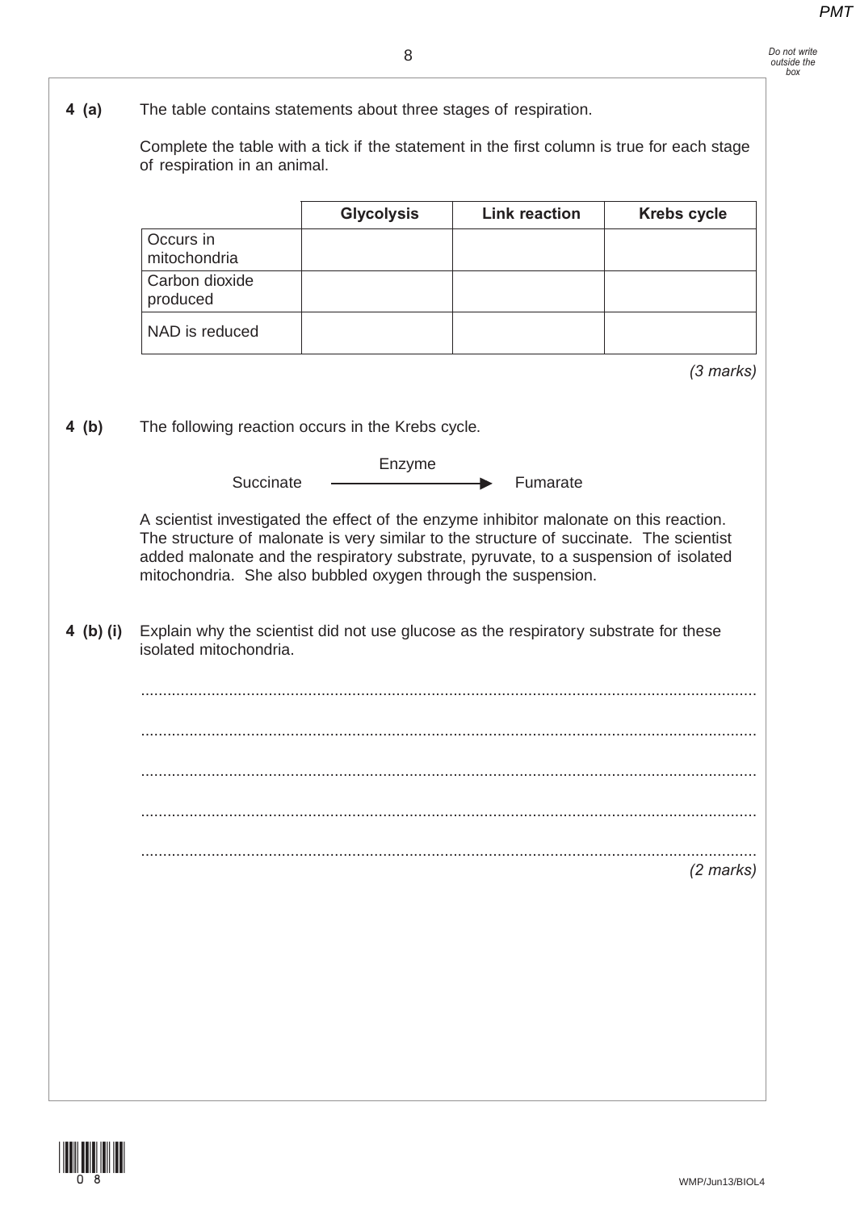**4 (a)** The table contains statements about three stages of respiration.

Complete the table with a tick if the statement in the first column is true for each stage of respiration in an animal.

| | Glycolysis | Link reaction | Krebs cycle |
|---|---|---|---|
| Occurs in mitochondria | | | |
| Carbon dioxide produced | | | |
| NAD is reduced | | | |

*(3 marks)*

**4 (b)** The following reaction occurs in the Krebs cycle.

$$\text{Succinate} \xrightarrow{\text{Enzyme}} \text{Fumarate}$$

A scientist investigated the effect of the enzyme inhibitor malonate on this reaction. The structure of malonate is very similar to the structure of succinate. The scientist added malonate and the respiratory substrate, pyruvate, to a suspension of isolated mitochondria. She also bubbled oxygen through the suspension.

**4 (b) (i)** Explain why the scientist did not use glucose as the respiratory substrate for these isolated mitochondria.

.............................................................................................................................................

.............................................................................................................................................

.............................................................................................................................................

.............................................................................................................................................

.............................................................................................................................................

*(2 marks)*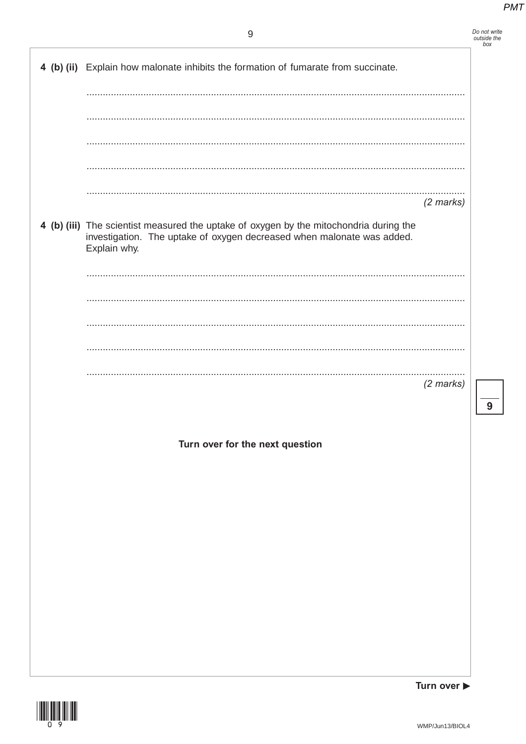**4 (b) (ii)** Explain how malonate inhibits the formation of fumarate from succinate.

.......................................................................................................................................

.......................................................................................................................................

.......................................................................................................................................

.......................................................................................................................................

.......................................................................................................................................

*(2 marks)*

**4 (b) (iii)** The scientist measured the uptake of oxygen by the mitochondria during the investigation. The uptake of oxygen decreased when malonate was added. Explain why.

.......................................................................................................................................

.......................................................................................................................................

.......................................................................................................................................

.......................................................................................................................................

.......................................................................................................................................

*(2 marks)*

**Turn over for the next question**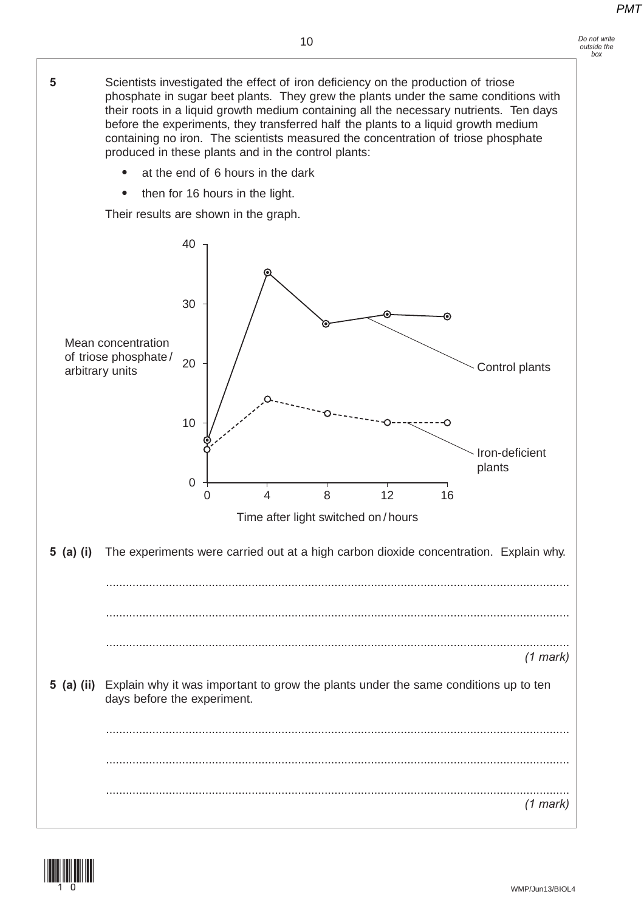**5** Scientists investigated the effect of iron deficiency on the production of triose phosphate in sugar beet plants. They grew the plants under the same conditions with their roots in a liquid growth medium containing all the necessary nutrients. Ten days before the experiments, they transferred half the plants to a liquid growth medium containing no iron. The scientists measured the concentration of triose phosphate produced in these plants and in the control plants:

- at the end of 6 hours in the dark
- then for 16 hours in the light.

Their results are shown in the graph.

Mean concentration of triose phosphate / arbitrary units

Control plants

Iron-deficient plants

Time after light switched on / hours

**5 (a) (i)** The experiments were carried out at a high carbon dioxide concentration. Explain why.

.............................................................................................................................................

.............................................................................................................................................

.............................................................................................................................................
*(1 mark)*

**5 (a) (ii)** Explain why it was important to grow the plants under the same conditions up to ten days before the experiment.

.............................................................................................................................................

.............................................................................................................................................

.............................................................................................................................................
*(1 mark)*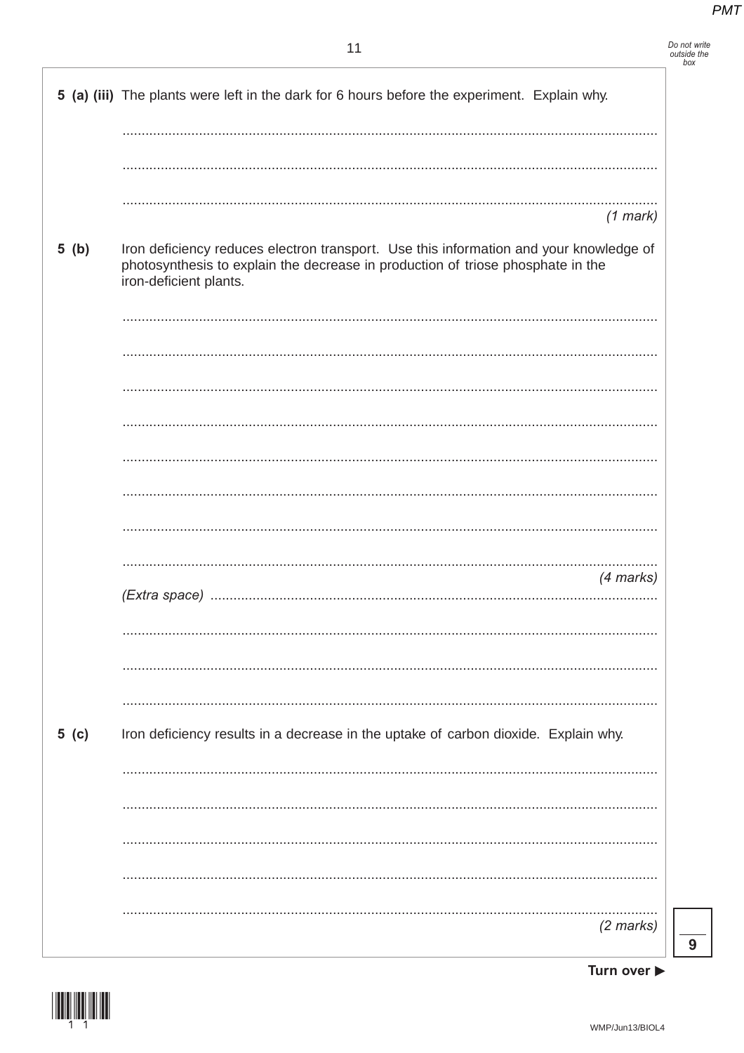**5 (a) (iii)** The plants were left in the dark for 6 hours before the experiment. Explain why.

.......................................................................................................................................

.......................................................................................................................................

.......................................................................................................................................

*(1 mark)*

**5 (b)** Iron deficiency reduces electron transport. Use this information and your knowledge of photosynthesis to explain the decrease in production of triose phosphate in the iron-deficient plants.

.......................................................................................................................................

.......................................................................................................................................

.......................................................................................................................................

.......................................................................................................................................

.......................................................................................................................................

.......................................................................................................................................

.......................................................................................................................................

.......................................................................................................................................

*(4 marks)*

*(Extra space)* ..........................................................................................................................

.......................................................................................................................................

.......................................................................................................................................

.......................................................................................................................................

**5 (c)** Iron deficiency results in a decrease in the uptake of carbon dioxide. Explain why.

.......................................................................................................................................

.......................................................................................................................................

.......................................................................................................................................

.......................................................................................................................................

.......................................................................................................................................

*(2 marks)*

**Turn over ▶**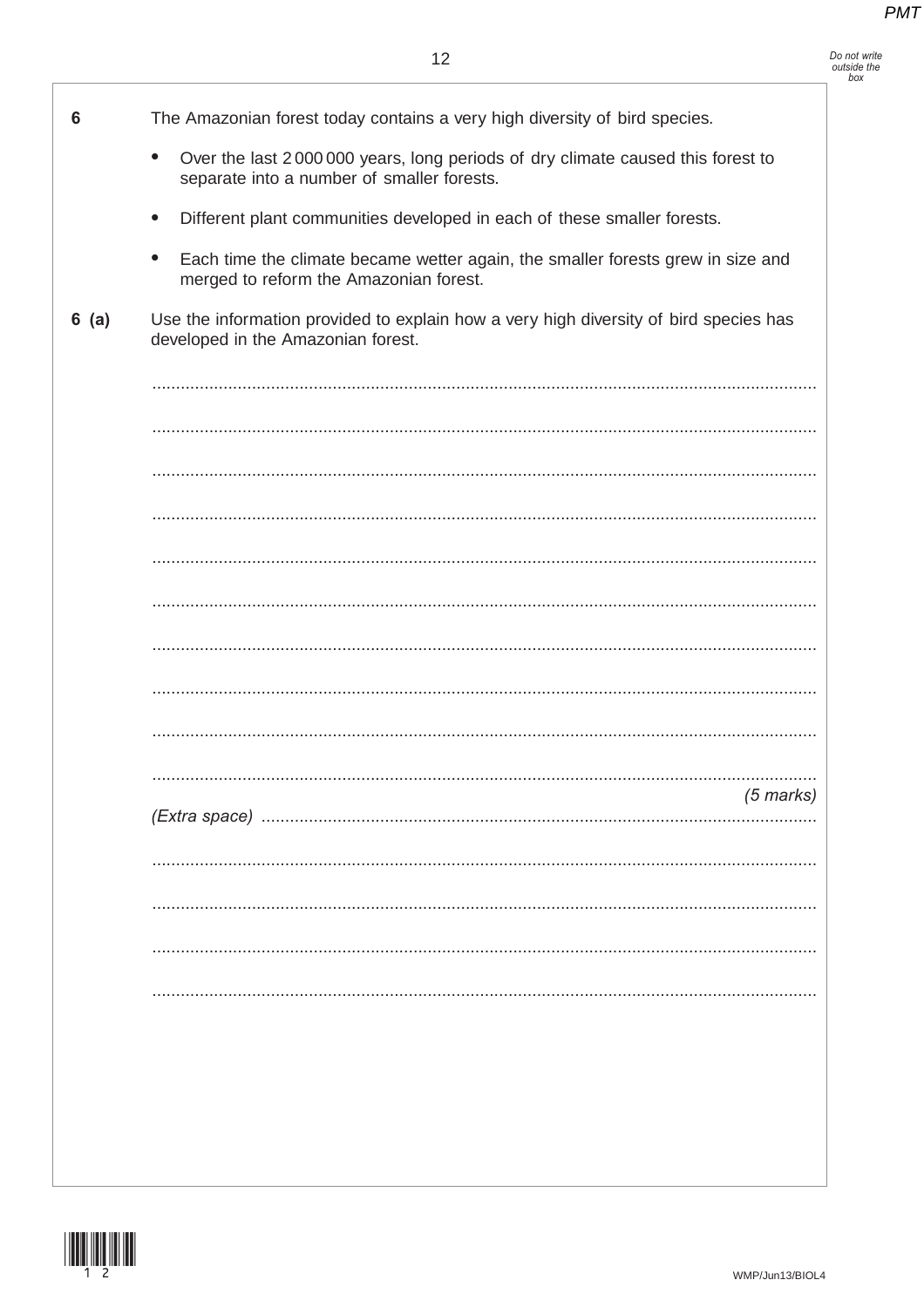**6** The Amazonian forest today contains a very high diversity of bird species.

- Over the last 2 000 000 years, long periods of dry climate caused this forest to separate into a number of smaller forests.
- Different plant communities developed in each of these smaller forests.
- Each time the climate became wetter again, the smaller forests grew in size and merged to reform the Amazonian forest.

**6 (a)** Use the information provided to explain how a very high diversity of bird species has developed in the Amazonian forest.

.............................................................................................................................................

.............................................................................................................................................

.............................................................................................................................................

.............................................................................................................................................

.............................................................................................................................................

.............................................................................................................................................

.............................................................................................................................................

.............................................................................................................................................

.............................................................................................................................................

.............................................................................................................................................

*(5 marks)*

*(Extra space)* ...................................................................................................................

.............................................................................................................................................

.............................................................................................................................................

.............................................................................................................................................

.............................................................................................................................................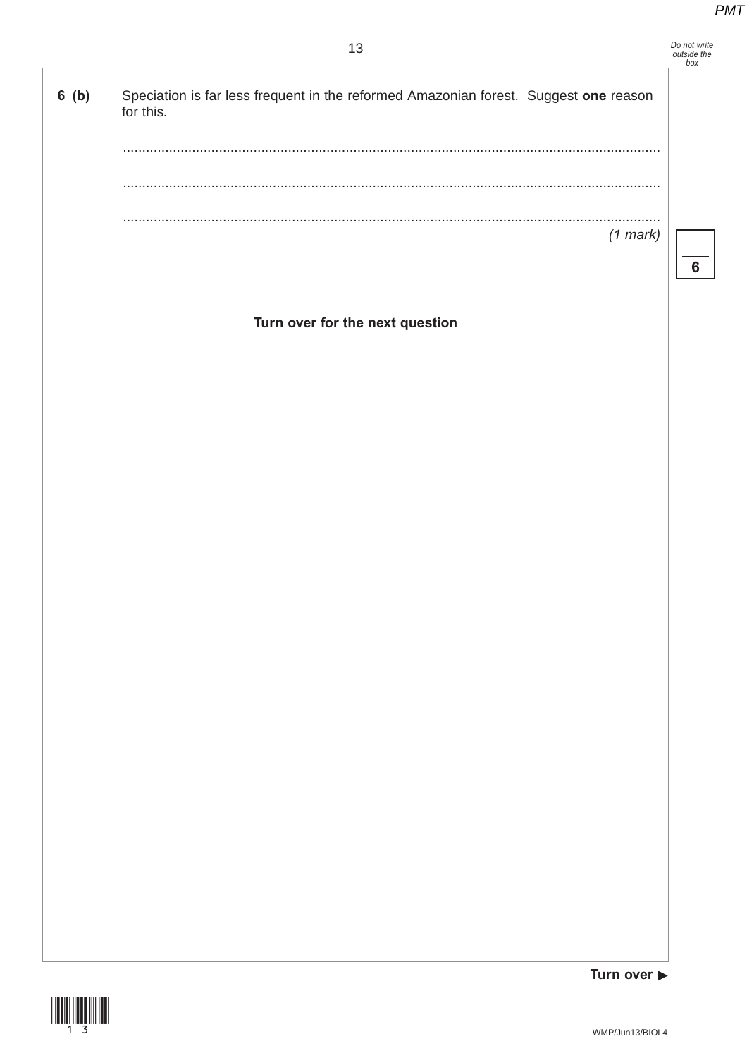**6 (b)** Speciation is far less frequent in the reformed Amazonian forest. Suggest **one** reason for this.

............................................................................................................................................

............................................................................................................................................

............................................................................................................................................

*(1 mark)*

**Turn over for the next question**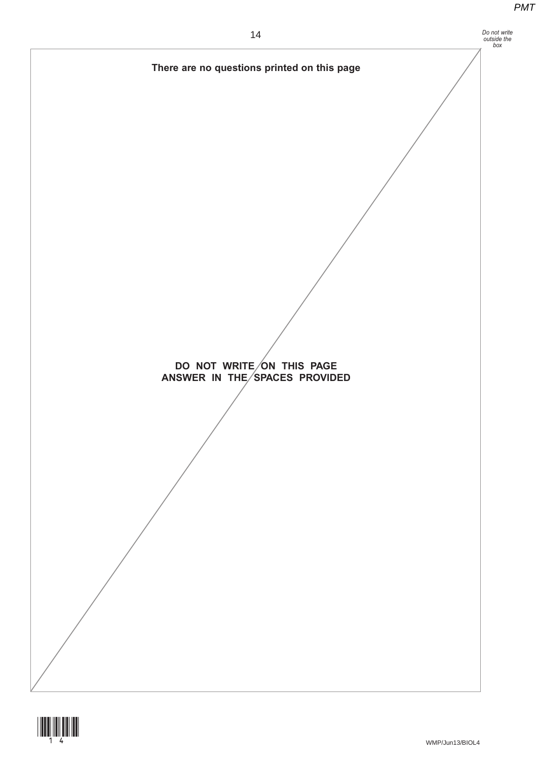**There are no questions printed on this page**

**DO NOT WRITE ON THIS PAGE**
**ANSWER IN THE SPACES PROVIDED**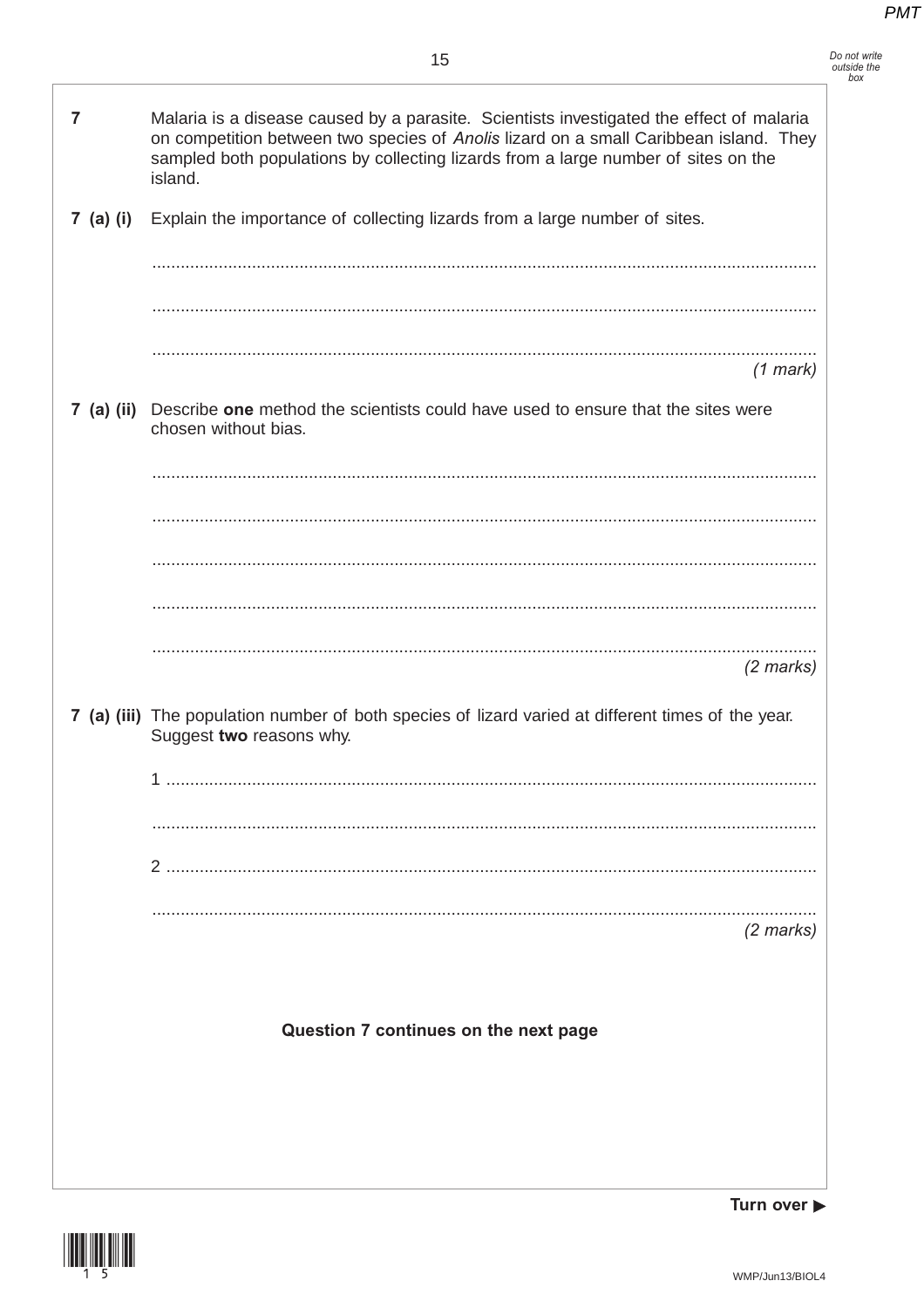**7** Malaria is a disease caused by a parasite. Scientists investigated the effect of malaria on competition between two species of *Anolis* lizard on a small Caribbean island. They sampled both populations by collecting lizards from a large number of sites on the island.

**7 (a) (i)** Explain the importance of collecting lizards from a large number of sites.

.............................................................................................................................................

.............................................................................................................................................

.............................................................................................................................................

*(1 mark)*

**7 (a) (ii)** Describe **one** method the scientists could have used to ensure that the sites were chosen without bias.

.............................................................................................................................................

.............................................................................................................................................

.............................................................................................................................................

.............................................................................................................................................

.............................................................................................................................................

*(2 marks)*

**7 (a) (iii)** The population number of both species of lizard varied at different times of the year. Suggest **two** reasons why.

1 .........................................................................................................................................

.............................................................................................................................................

2 .........................................................................................................................................

.............................................................................................................................................

*(2 marks)*

**Question 7 continues on the next page**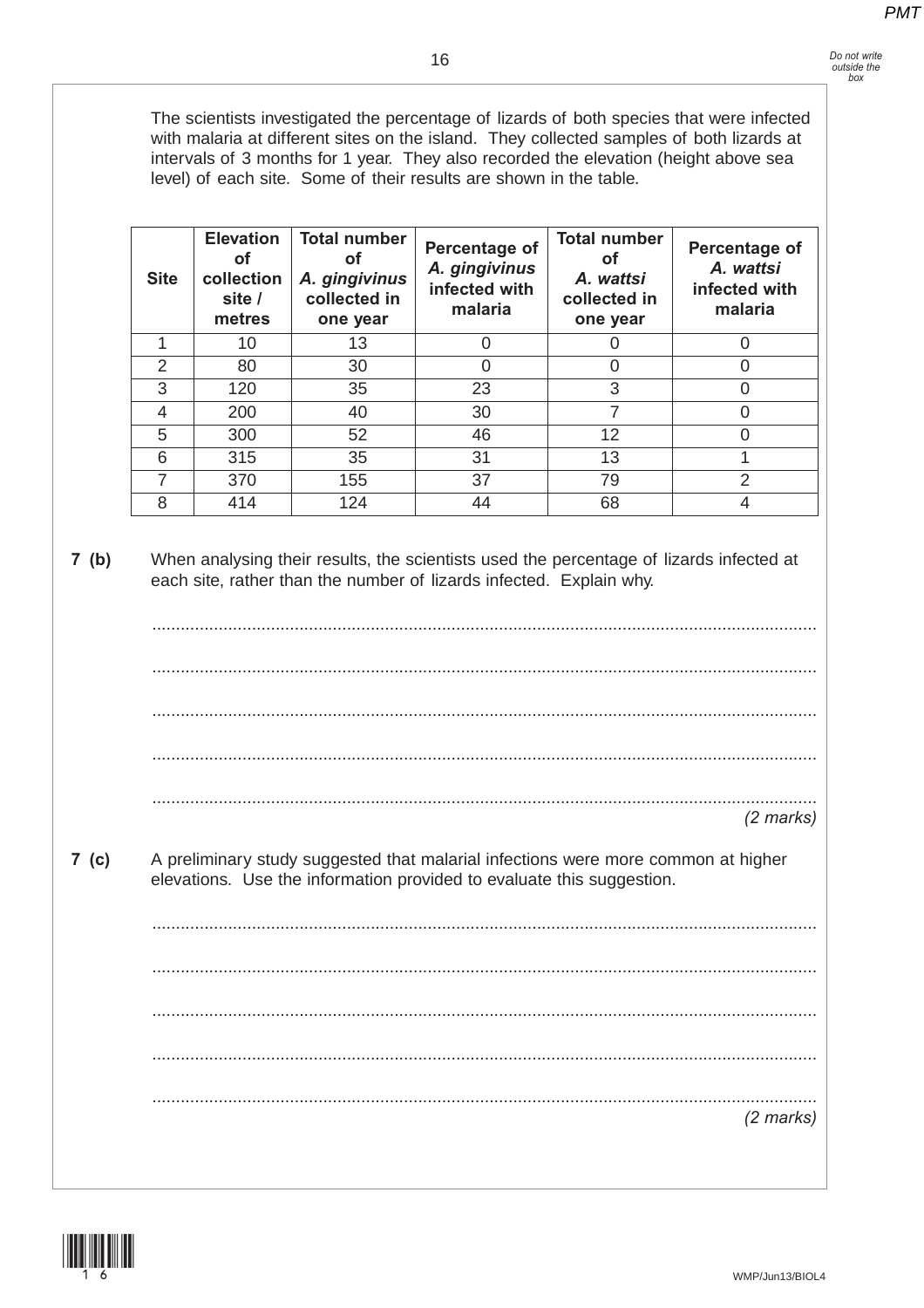The scientists investigated the percentage of lizards of both species that were infected with malaria at different sites on the island. They collected samples of both lizards at intervals of 3 months for 1 year. They also recorded the elevation (height above sea level) of each site. Some of their results are shown in the table.

| Site | Elevation of collection site / metres | Total number of *A. gingivinus* collected in one year | Percentage of *A. gingivinus* infected with malaria | Total number of *A. wattsi* collected in one year | Percentage of *A. wattsi* infected with malaria |
|---|---|---|---|---|---|
| 1 | 10 | 13 | 0 | 0 | 0 |
| 2 | 80 | 30 | 0 | 0 | 0 |
| 3 | 120 | 35 | 23 | 3 | 0 |
| 4 | 200 | 40 | 30 | 7 | 0 |
| 5 | 300 | 52 | 46 | 12 | 0 |
| 6 | 315 | 35 | 31 | 13 | 1 |
| 7 | 370 | 155 | 37 | 79 | 2 |
| 8 | 414 | 124 | 44 | 68 | 4 |

**7 (b)** When analysing their results, the scientists used the percentage of lizards infected at each site, rather than the number of lizards infected. Explain why.

.............................................................................................................................................

.............................................................................................................................................

.............................................................................................................................................

.............................................................................................................................................

.............................................................................................................................................

*(2 marks)*

**7 (c)** A preliminary study suggested that malarial infections were more common at higher elevations. Use the information provided to evaluate this suggestion.

.............................................................................................................................................

.............................................................................................................................................

.............................................................................................................................................

.............................................................................................................................................

.............................................................................................................................................

*(2 marks)*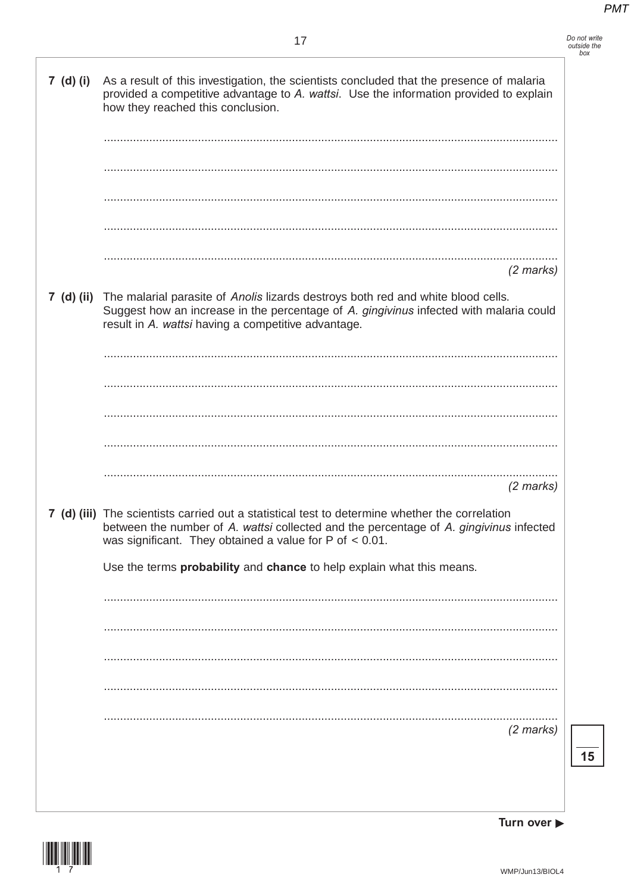**7 (d) (i)** As a result of this investigation, the scientists concluded that the presence of malaria provided a competitive advantage to *A. wattsi*. Use the information provided to explain how they reached this conclusion.

.............................................................................................................................................

.............................................................................................................................................

.............................................................................................................................................

.............................................................................................................................................

.............................................................................................................................................

*(2 marks)*

**7 (d) (ii)** The malarial parasite of *Anolis* lizards destroys both red and white blood cells. Suggest how an increase in the percentage of *A. gingivinus* infected with malaria could result in *A. wattsi* having a competitive advantage.

.............................................................................................................................................

.............................................................................................................................................

.............................................................................................................................................

.............................................................................................................................................

.............................................................................................................................................

*(2 marks)*

**7 (d) (iii)** The scientists carried out a statistical test to determine whether the correlation between the number of *A. wattsi* collected and the percentage of *A. gingivinus* infected was significant. They obtained a value for P of $< 0.01$.

Use the terms **probability** and **chance** to help explain what this means.

.............................................................................................................................................

.............................................................................................................................................

.............................................................................................................................................

.............................................................................................................................................

.............................................................................................................................................

*(2 marks)*

**15**

**Turn over ▶**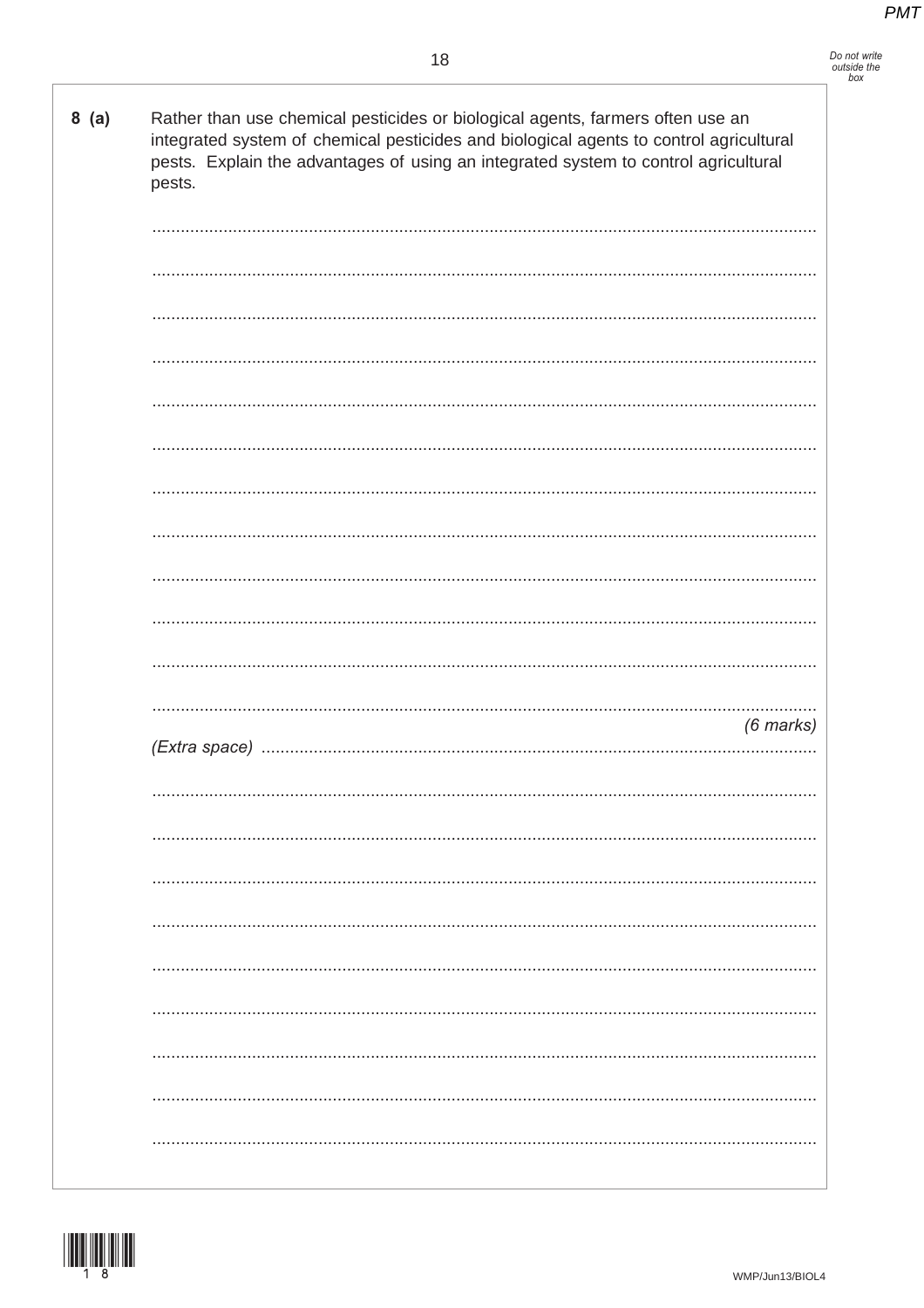**8 (a)** Rather than use chemical pesticides or biological agents, farmers often use an integrated system of chemical pesticides and biological agents to control agricultural pests. Explain the advantages of using an integrated system to control agricultural pests.

*(6 marks)*

*(Extra space)*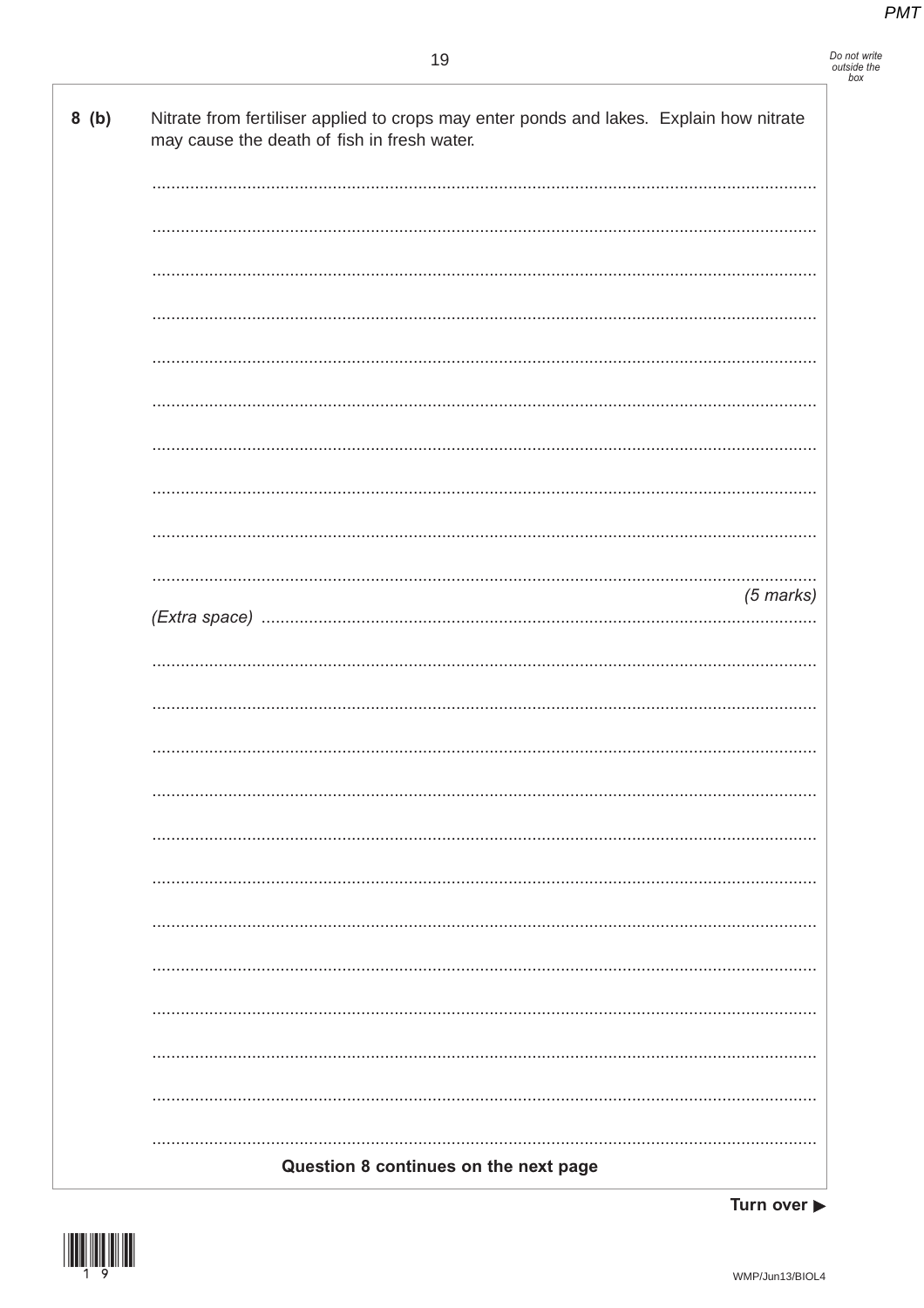**8 (b)** Nitrate from fertiliser applied to crops may enter ponds and lakes. Explain how nitrate may cause the death of fish in fresh water.

...........................................................................................................................................

...........................................................................................................................................

...........................................................................................................................................

...........................................................................................................................................

...........................................................................................................................................

...........................................................................................................................................

...........................................................................................................................................

...........................................................................................................................................

...........................................................................................................................................

...........................................................................................................................................

*(5 marks)*

*(Extra space)* ..............................................................................................................

...........................................................................................................................................

...........................................................................................................................................

...........................................................................................................................................

...........................................................................................................................................

...........................................................................................................................................

...........................................................................................................................................

...........................................................................................................................................

...........................................................................................................................................

...........................................................................................................................................

...........................................................................................................................................

...........................................................................................................................................

...........................................................................................................................................

**Question 8 continues on the next page**

**Turn over ▶**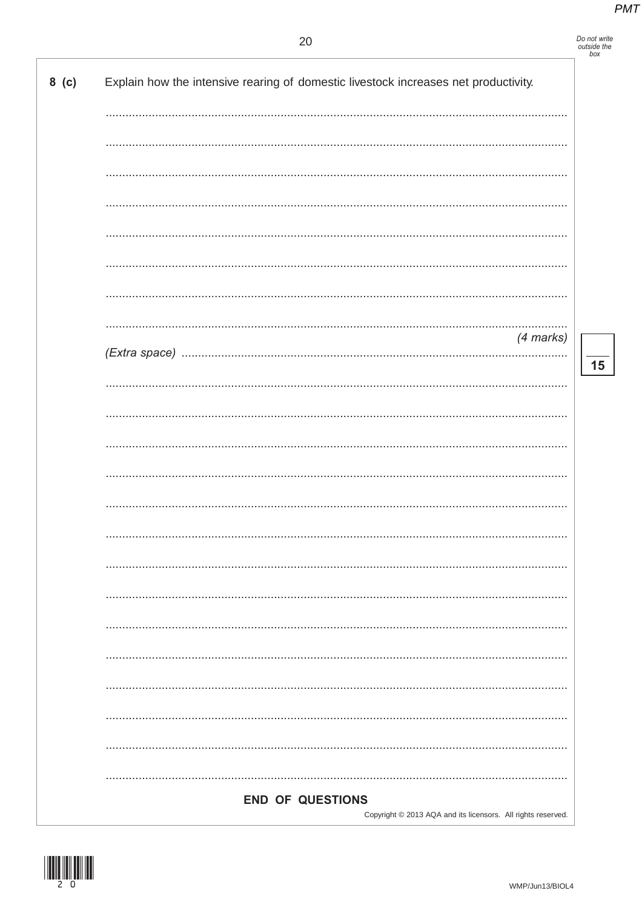**8 (c)** Explain how the intensive rearing of domestic livestock increases net productivity.

*(4 marks)*

*(Extra space)*

**END OF QUESTIONS**

Copyright © 2013 AQA and its licensors. All rights reserved.